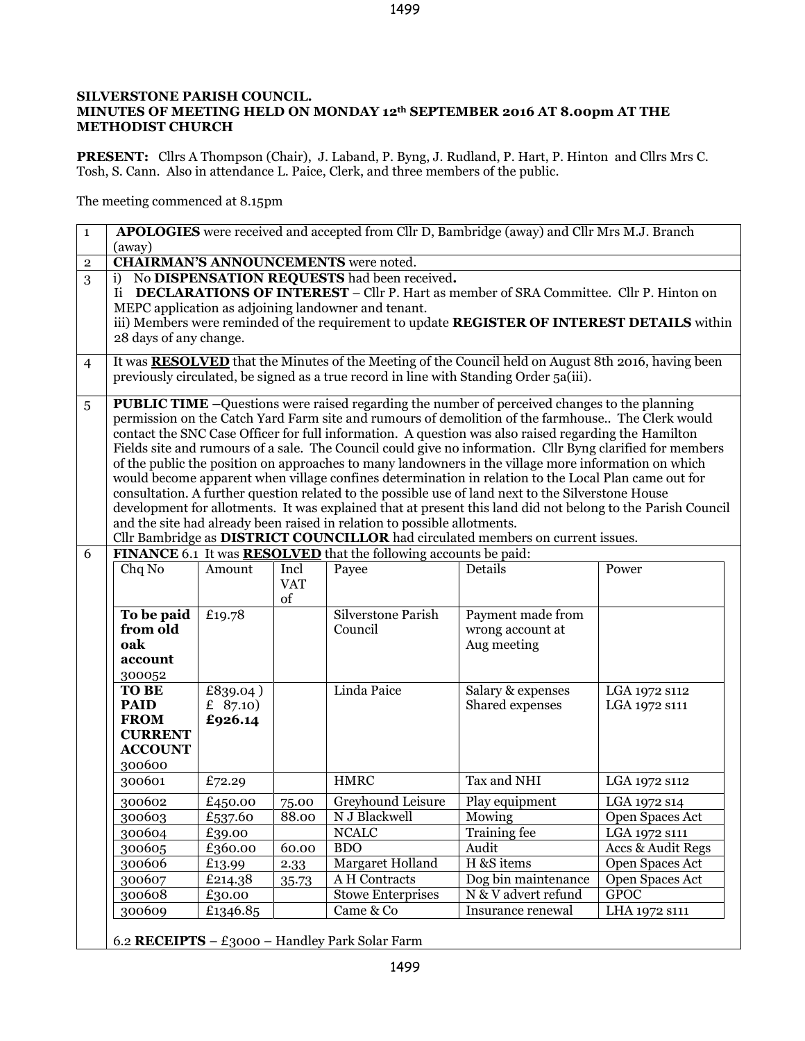**SILVERSTONE PARISH COUNCIL.**
**MINUTES OF MEETING HELD ON MONDAY 12th SEPTEMBER 2016 AT 8.00pm AT THE METHODIST CHURCH**

**PRESENT:** Cllrs A Thompson (Chair), J. Laband, P. Byng, J. Rudland, P. Hart, P. Hinton and Cllrs Mrs C. Tosh, S. Cann. Also in attendance L. Paice, Clerk, and three members of the public.

The meeting commenced at 8.15pm

1. **APOLOGIES** were received and accepted from Cllr D, Bambridge (away) and Cllr Mrs M.J. Branch (away)

2. **CHAIRMAN'S ANNOUNCEMENTS** were noted.

3. i) No **DISPENSATION REQUESTS** had been received.
   Ii **DECLARATIONS OF INTEREST** – Cllr P. Hart as member of SRA Committee. Cllr P. Hinton on MEPC application as adjoining landowner and tenant.
   iii) Members were reminded of the requirement to update **REGISTER OF INTEREST DETAILS** within 28 days of any change.

4. It was **RESOLVED** that the Minutes of the Meeting of the Council held on August 8th 2016, having been previously circulated, be signed as a true record in line with Standing Order 5a(iii).

5. **PUBLIC TIME** –Questions were raised regarding the number of perceived changes to the planning permission on the Catch Yard Farm site and rumours of demolition of the farmhouse.. The Clerk would contact the SNC Case Officer for full information. A question was also raised regarding the Hamilton Fields site and rumours of a sale. The Council could give no information. Cllr Byng clarified for members of the public the position on approaches to many landowners in the village more information on which would become apparent when village confines determination in relation to the Local Plan came out for consultation. A further question related to the possible use of land next to the Silverstone House development for allotments. It was explained that at present this land did not belong to the Parish Council and the site had already been raised in relation to possible allotments.
   Cllr Bambridge as **DISTRICT COUNCILLOR** had circulated members on current issues.

6. **FINANCE** 6.1 It was **RESOLVED** that the following accounts be paid:

| Chq No | Amount | Incl VAT of | Payee | Details | Power |
|---|---|---|---|---|---|
| **To be paid from old oak account** 300052 | £19.78 | | Silverstone Parish Council | Payment made from wrong account at Aug meeting | |
| **TO BE PAID FROM CURRENT ACCOUNT** 300600 | £839.04 ) £ 87.10) **£926.14** | | Linda Paice | Salary & expenses Shared expenses | LGA 1972 s112 LGA 1972 s111 |
| 300601 | £72.29 | | HMRC | Tax and NHI | LGA 1972 s112 |
| 300602 | £450.00 | 75.00 | Greyhound Leisure | Play equipment | LGA 1972 s14 |
| 300603 | £537.60 | 88.00 | N J Blackwell | Mowing | Open Spaces Act |
| 300604 | £39.00 | | NCALC | Training fee | LGA 1972 s111 |
| 300605 | £360.00 | 60.00 | BDO | Audit | Accs & Audit Regs |
| 300606 | £13.99 | 2.33 | Margaret Holland | H &S items | Open Spaces Act |
| 300607 | £214.38 | 35.73 | A H Contracts | Dog bin maintenance | Open Spaces Act |
| 300608 | £30.00 | | Stowe Enterprises | N & V advert refund | GPOC |
| 300609 | £1346.85 | | Came & Co | Insurance renewal | LHA 1972 s111 |

6.2 **RECEIPTS** – £3000 – Handley Park Solar Farm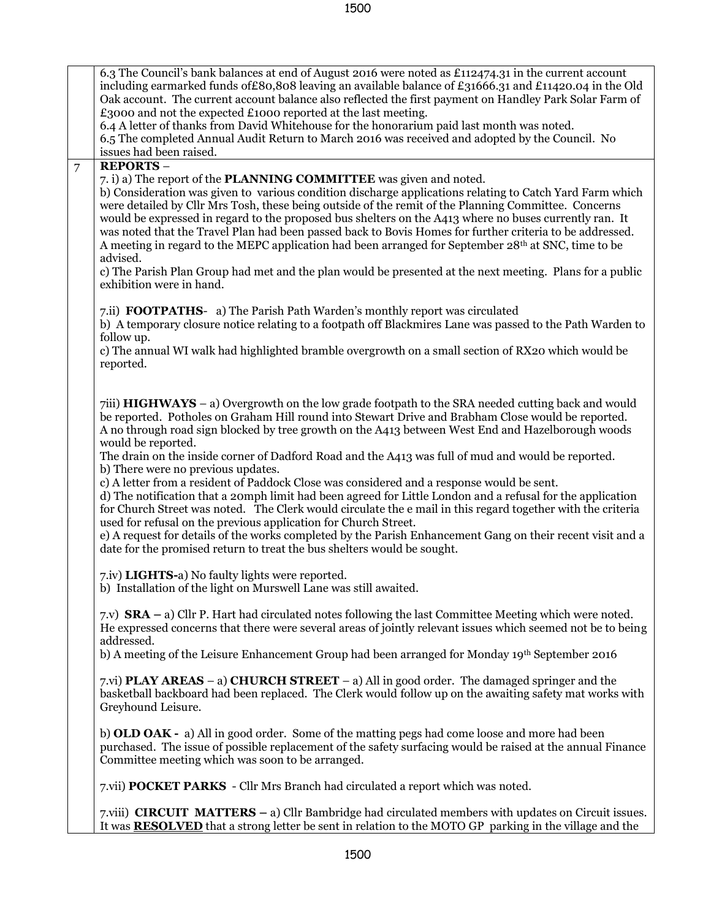| | |
|---|---|
| | 6.3 The Council's bank balances at end of August 2016 were noted as £112474.31 in the current account including earmarked funds of£80,808 leaving an available balance of £31666.31 and £11420.04 in the Old Oak account. The current account balance also reflected the first payment on Handley Park Solar Farm of £3000 and not the expected £1000 reported at the last meeting.<br>6.4 A letter of thanks from David Whitehouse for the honorarium paid last month was noted.<br>6.5 The completed Annual Audit Return to March 2016 was received and adopted by the Council. No issues had been raised. |
| 7 | **REPORTS** –<br>7. i) a) The report of the **PLANNING COMMITTEE** was given and noted.<br>b) Consideration was given to various condition discharge applications relating to Catch Yard Farm which were detailed by Cllr Mrs Tosh, these being outside of the remit of the Planning Committee. Concerns would be expressed in regard to the proposed bus shelters on the A413 where no buses currently ran. It was noted that the Travel Plan had been passed back to Bovis Homes for further criteria to be addressed. A meeting in regard to the MEPC application had been arranged for September 28th at SNC, time to be advised.<br>c) The Parish Plan Group had met and the plan would be presented at the next meeting. Plans for a public exhibition were in hand.<br><br>7.ii) **FOOTPATHS**- a) The Parish Path Warden's monthly report was circulated<br>b) A temporary closure notice relating to a footpath off Blackmires Lane was passed to the Path Warden to follow up.<br>c) The annual WI walk had highlighted bramble overgrowth on a small section of RX20 which would be reported.<br><br>7iii) **HIGHWAYS** – a) Overgrowth on the low grade footpath to the SRA needed cutting back and would be reported. Potholes on Graham Hill round into Stewart Drive and Brabham Close would be reported. A no through road sign blocked by tree growth on the A413 between West End and Hazelborough woods would be reported.<br>The drain on the inside corner of Dadford Road and the A413 was full of mud and would be reported.<br>b) There were no previous updates.<br>c) A letter from a resident of Paddock Close was considered and a response would be sent.<br>d) The notification that a 20mph limit had been agreed for Little London and a refusal for the application for Church Street was noted. The Clerk would circulate the e mail in this regard together with the criteria used for refusal on the previous application for Church Street.<br>e) A request for details of the works completed by the Parish Enhancement Gang on their recent visit and a date for the promised return to treat the bus shelters would be sought.<br><br>7.iv) **LIGHTS**-a) No faulty lights were reported.<br>b) Installation of the light on Murswell Lane was still awaited.<br><br>7.v) **SRA** – a) Cllr P. Hart had circulated notes following the last Committee Meeting which were noted. He expressed concerns that there were several areas of jointly relevant issues which seemed not be to being addressed.<br>b) A meeting of the Leisure Enhancement Group had been arranged for Monday 19th September 2016<br><br>7.vi) **PLAY AREAS** – a) **CHURCH STREET** – a) All in good order. The damaged springer and the basketball backboard had been replaced. The Clerk would follow up on the awaiting safety mat works with Greyhound Leisure.<br><br>b) **OLD OAK** - a) All in good order. Some of the matting pegs had come loose and more had been purchased. The issue of possible replacement of the safety surfacing would be raised at the annual Finance Committee meeting which was soon to be arranged.<br><br>7.vii) **POCKET PARKS** - Cllr Mrs Branch had circulated a report which was noted.<br><br>7.viii) **CIRCUIT MATTERS** – a) Cllr Bambridge had circulated members with updates on Circuit issues. It was **RESOLVED** that a strong letter be sent in relation to the MOTO GP parking in the village and the |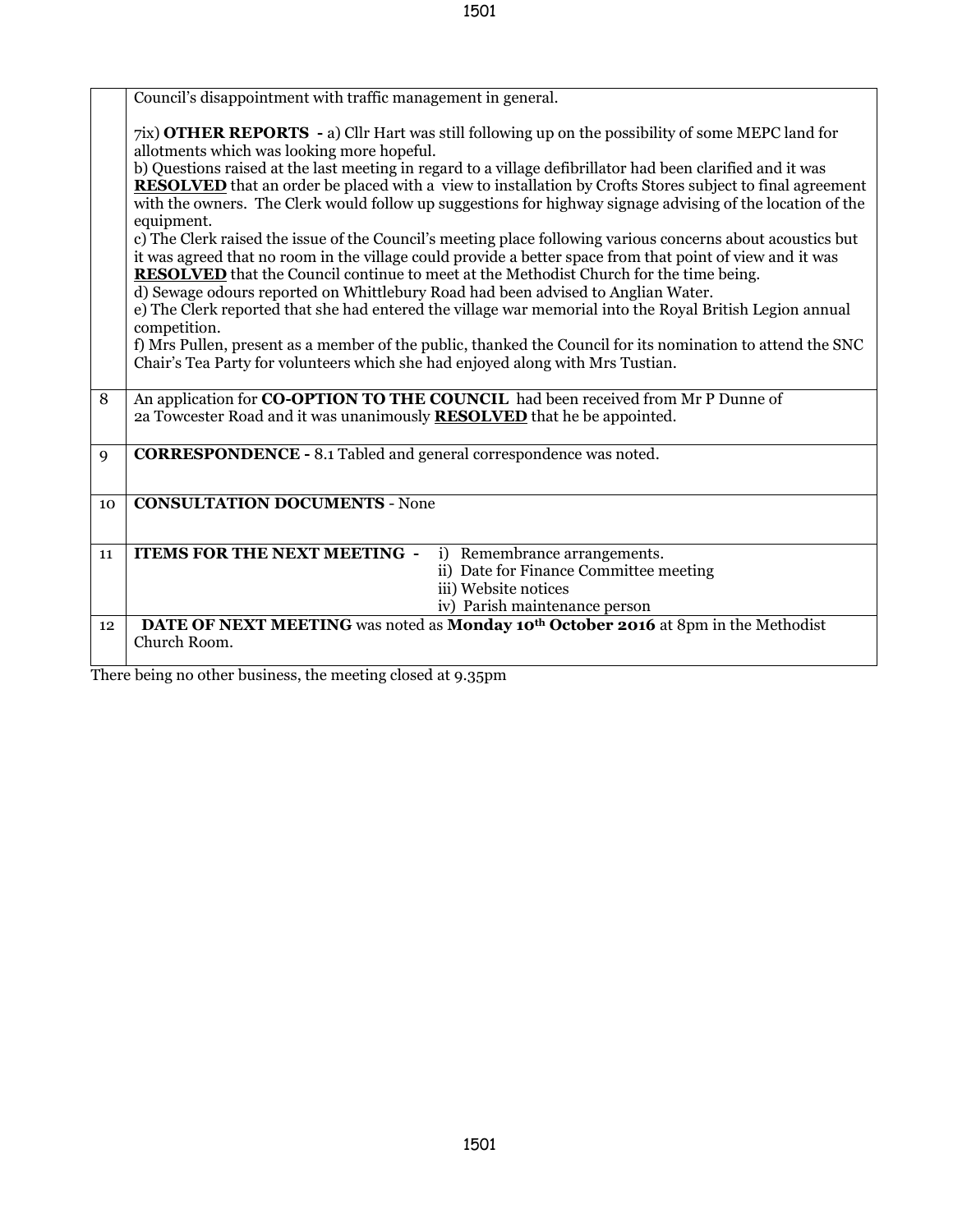| | |
|---|---|
| | Council's disappointment with traffic management in general.<br><br>7ix) **OTHER REPORTS -** a) Cllr Hart was still following up on the possibility of some MEPC land for allotments which was looking more hopeful.<br>b) Questions raised at the last meeting in regard to a village defibrillator had been clarified and it was **RESOLVED** that an order be placed with a view to installation by Crofts Stores subject to final agreement with the owners. The Clerk would follow up suggestions for highway signage advising of the location of the equipment.<br>c) The Clerk raised the issue of the Council's meeting place following various concerns about acoustics but it was agreed that no room in the village could provide a better space from that point of view and it was **RESOLVED** that the Council continue to meet at the Methodist Church for the time being.<br>d) Sewage odours reported on Whittlebury Road had been advised to Anglian Water.<br>e) The Clerk reported that she had entered the village war memorial into the Royal British Legion annual competition.<br>f) Mrs Pullen, present as a member of the public, thanked the Council for its nomination to attend the SNC Chair's Tea Party for volunteers which she had enjoyed along with Mrs Tustian. |
| 8 | An application for **CO-OPTION TO THE COUNCIL** had been received from Mr P Dunne of 2a Towcester Road and it was unanimously **RESOLVED** that he be appointed. |
| 9 | **CORRESPONDENCE -** 8.1 Tabled and general correspondence was noted. |
| 10 | **CONSULTATION DOCUMENTS** - None |
| 11 | **ITEMS FOR THE NEXT MEETING -** i) Remembrance arrangements.<br>ii) Date for Finance Committee meeting<br>iii) Website notices<br>iv) Parish maintenance person |
| 12 | **DATE OF NEXT MEETING** was noted as **Monday 10th October 2016** at 8pm in the Methodist Church Room. |

There being no other business, the meeting closed at 9.35pm